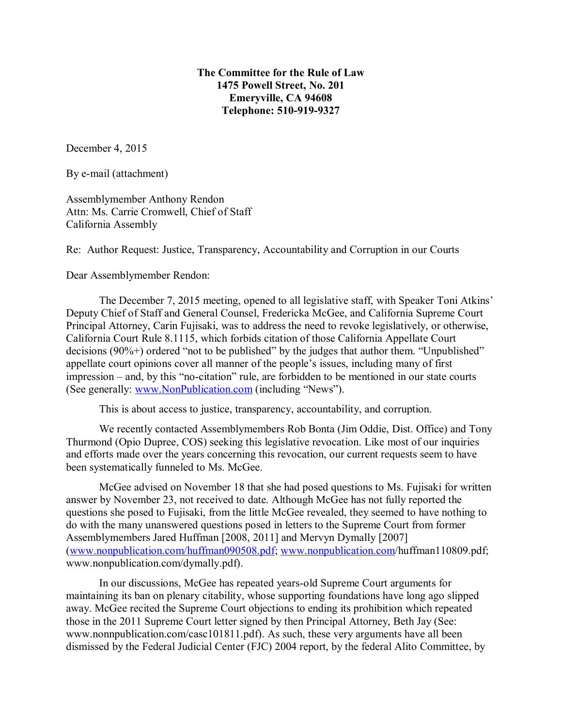**The Committee for the Rule of Law**
**1475 Powell Street, No. 201**
**Emeryville, CA 94608**
**Telephone: 510-919-9327**

December 4, 2015

By e-mail (attachment)

Assemblymember Anthony Rendon
Attn: Ms. Carrie Cromwell, Chief of Staff
California Assembly

Re: Author Request: Justice, Transparency, Accountability and Corruption in our Courts

Dear Assemblymember Rendon:

The December 7, 2015 meeting, opened to all legislative staff, with Speaker Toni Atkins' Deputy Chief of Staff and General Counsel, Fredericka McGee, and California Supreme Court Principal Attorney, Carin Fujisaki, was to address the need to revoke legislatively, or otherwise, California Court Rule 8.1115, which forbids citation of those California Appellate Court decisions (90%+) ordered "not to be published" by the judges that author them. "Unpublished" appellate court opinions cover all manner of the people's issues, including many of first impression – and, by this "no-citation" rule, are forbidden to be mentioned in our state courts (See generally: www.NonPublication.com (including "News").

This is about access to justice, transparency, accountability, and corruption.

We recently contacted Assemblymembers Rob Bonta (Jim Oddie, Dist. Office) and Tony Thurmond (Opio Dupree, COS) seeking this legislative revocation. Like most of our inquiries and efforts made over the years concerning this revocation, our current requests seem to have been systematically funneled to Ms. McGee.

McGee advised on November 18 that she had posed questions to Ms. Fujisaki for written answer by November 23, not received to date. Although McGee has not fully reported the questions she posed to Fujisaki, from the little McGee revealed, they seemed to have nothing to do with the many unanswered questions posed in letters to the Supreme Court from former Assemblymembers Jared Huffman [2008, 2011] and Mervyn Dymally [2007] (www.nonpublication.com/huffman090508.pdf; www.nonpublication.com/huffman110809.pdf; www.nonpublication.com/dymally.pdf).

In our discussions, McGee has repeated years-old Supreme Court arguments for maintaining its ban on plenary citability, whose supporting foundations have long ago slipped away. McGee recited the Supreme Court objections to ending its prohibition which repeated those in the 2011 Supreme Court letter signed by then Principal Attorney, Beth Jay (See: www.nonnpublication.com/casc101811.pdf). As such, these very arguments have all been dismissed by the Federal Judicial Center (FJC) 2004 report, by the federal Alito Committee, by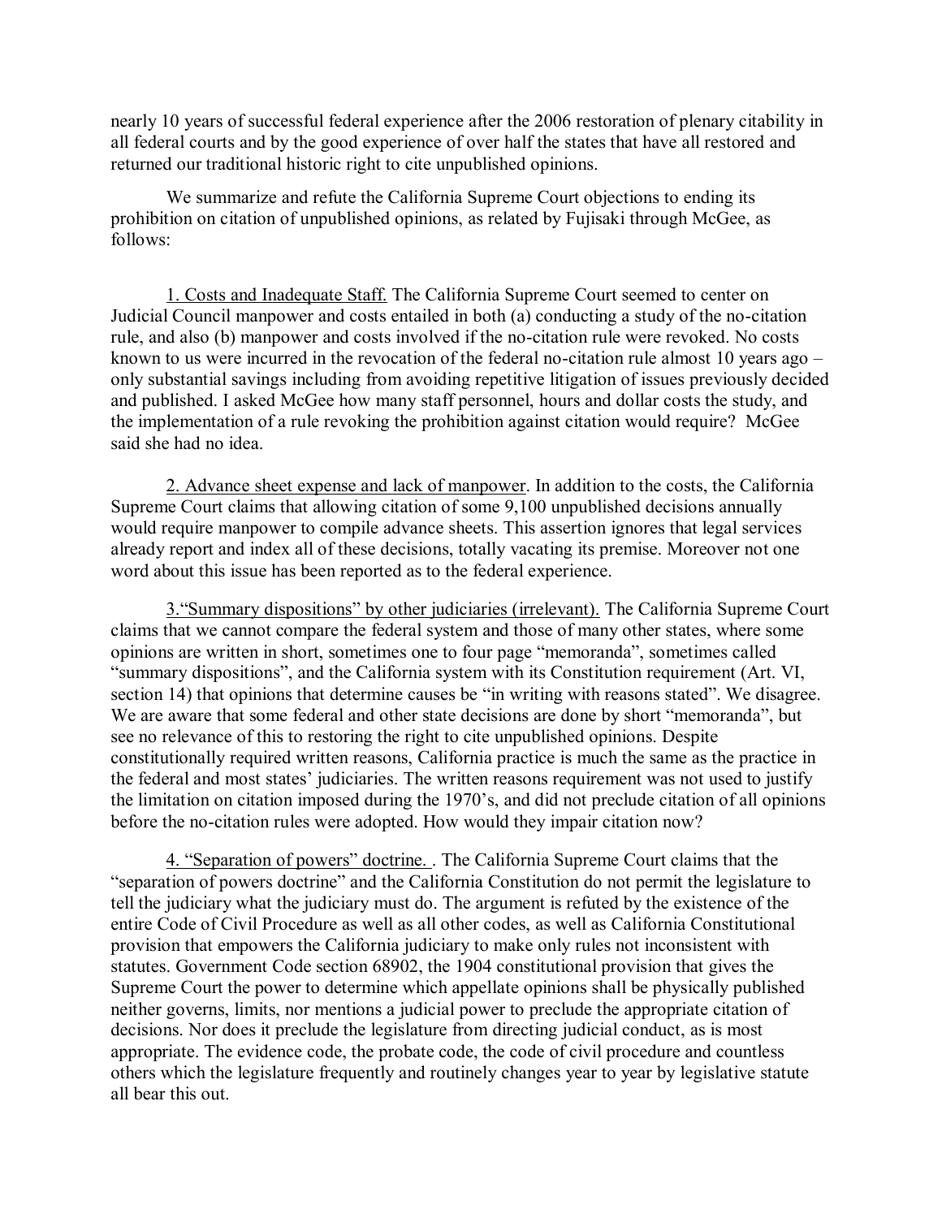nearly 10 years of successful federal experience after the 2006 restoration of plenary citability in all federal courts and by the good experience of over half the states that have all restored and returned our traditional historic right to cite unpublished opinions.

We summarize and refute the California Supreme Court objections to ending its prohibition on citation of unpublished opinions, as related by Fujisaki through McGee, as follows:

1. Costs and Inadequate Staff. The California Supreme Court seemed to center on Judicial Council manpower and costs entailed in both (a) conducting a study of the no-citation rule, and also (b) manpower and costs involved if the no-citation rule were revoked. No costs known to us were incurred in the revocation of the federal no-citation rule almost 10 years ago – only substantial savings including from avoiding repetitive litigation of issues previously decided and published. I asked McGee how many staff personnel, hours and dollar costs the study, and the implementation of a rule revoking the prohibition against citation would require? McGee said she had no idea.

2. Advance sheet expense and lack of manpower. In addition to the costs, the California Supreme Court claims that allowing citation of some 9,100 unpublished decisions annually would require manpower to compile advance sheets. This assertion ignores that legal services already report and index all of these decisions, totally vacating its premise. Moreover not one word about this issue has been reported as to the federal experience.

3."Summary dispositions" by other judiciaries (irrelevant). The California Supreme Court claims that we cannot compare the federal system and those of many other states, where some opinions are written in short, sometimes one to four page "memoranda", sometimes called "summary dispositions", and the California system with its Constitution requirement (Art. VI, section 14) that opinions that determine causes be "in writing with reasons stated". We disagree. We are aware that some federal and other state decisions are done by short "memoranda", but see no relevance of this to restoring the right to cite unpublished opinions. Despite constitutionally required written reasons, California practice is much the same as the practice in the federal and most states' judiciaries. The written reasons requirement was not used to justify the limitation on citation imposed during the 1970's, and did not preclude citation of all opinions before the no-citation rules were adopted. How would they impair citation now?

4. "Separation of powers" doctrine. . The California Supreme Court claims that the "separation of powers doctrine" and the California Constitution do not permit the legislature to tell the judiciary what the judiciary must do. The argument is refuted by the existence of the entire Code of Civil Procedure as well as all other codes, as well as California Constitutional provision that empowers the California judiciary to make only rules not inconsistent with statutes. Government Code section 68902, the 1904 constitutional provision that gives the Supreme Court the power to determine which appellate opinions shall be physically published neither governs, limits, nor mentions a judicial power to preclude the appropriate citation of decisions. Nor does it preclude the legislature from directing judicial conduct, as is most appropriate. The evidence code, the probate code, the code of civil procedure and countless others which the legislature frequently and routinely changes year to year by legislative statute all bear this out.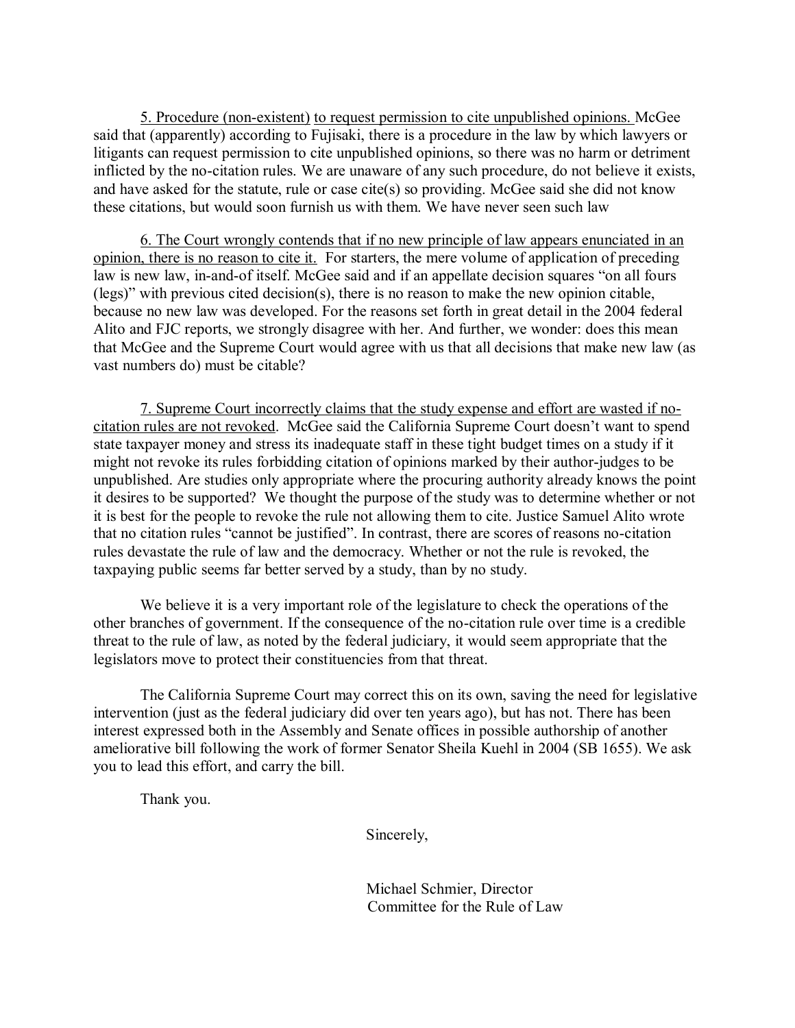<u>5. Procedure (non-existent) to request permission to cite unpublished opinions.</u> McGee said that (apparently) according to Fujisaki, there is a procedure in the law by which lawyers or litigants can request permission to cite unpublished opinions, so there was no harm or detriment inflicted by the no-citation rules. We are unaware of any such procedure, do not believe it exists, and have asked for the statute, rule or case cite(s) so providing. McGee said she did not know these citations, but would soon furnish us with them. We have never seen such law

<u>6. The Court wrongly contends that if no new principle of law appears enunciated in an opinion, there is no reason to cite it.</u> For starters, the mere volume of application of preceding law is new law, in-and-of itself. McGee said and if an appellate decision squares "on all fours (legs)" with previous cited decision(s), there is no reason to make the new opinion citable, because no new law was developed. For the reasons set forth in great detail in the 2004 federal Alito and FJC reports, we strongly disagree with her. And further, we wonder: does this mean that McGee and the Supreme Court would agree with us that all decisions that make new law (as vast numbers do) must be citable?

<u>7. Supreme Court incorrectly claims that the study expense and effort are wasted if no-citation rules are not revoked</u>. McGee said the California Supreme Court doesn't want to spend state taxpayer money and stress its inadequate staff in these tight budget times on a study if it might not revoke its rules forbidding citation of opinions marked by their author-judges to be unpublished. Are studies only appropriate where the procuring authority already knows the point it desires to be supported? We thought the purpose of the study was to determine whether or not it is best for the people to revoke the rule not allowing them to cite. Justice Samuel Alito wrote that no citation rules "cannot be justified". In contrast, there are scores of reasons no-citation rules devastate the rule of law and the democracy. Whether or not the rule is revoked, the taxpaying public seems far better served by a study, than by no study.

We believe it is a very important role of the legislature to check the operations of the other branches of government. If the consequence of the no-citation rule over time is a credible threat to the rule of law, as noted by the federal judiciary, it would seem appropriate that the legislators move to protect their constituencies from that threat.

The California Supreme Court may correct this on its own, saving the need for legislative intervention (just as the federal judiciary did over ten years ago), but has not. There has been interest expressed both in the Assembly and Senate offices in possible authorship of another ameliorative bill following the work of former Senator Sheila Kuehl in 2004 (SB 1655). We ask you to lead this effort, and carry the bill.

Thank you.

Sincerely,

Michael Schmier, Director
Committee for the Rule of Law